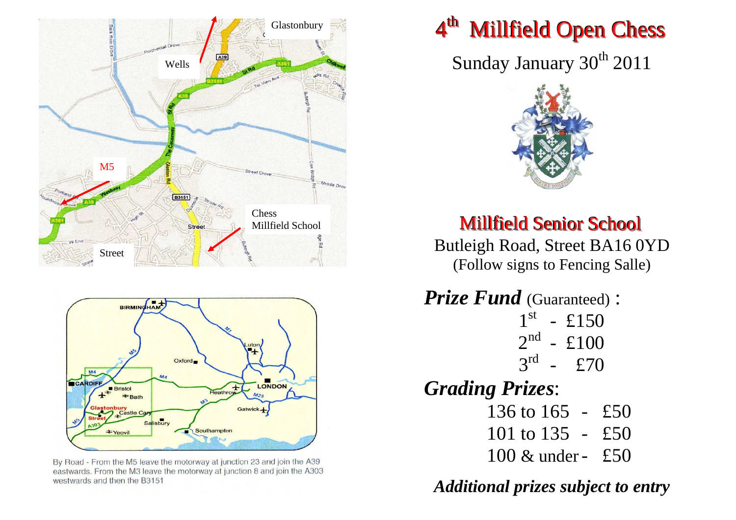# 4th Millfield Open Chess

Sunday January 30th 2011

## Millfield Senior School

Butleigh Road, Street BA16 0YD

(Follow signs to Fencing Salle)

***Prize Fund*** (Guaranteed) :

1st - £150

2nd - £100

3rd - £70

***Grading Prizes***:

136 to 165 - £50

101 to 135 - £50

100 & under - £50

***Additional prizes subject to entry***

By Road - From the M5 leave the motorway at junction 23 and join the A39 eastwards. From the M3 leave the motorway at junction 8 and join the A303 westwards and then the B3151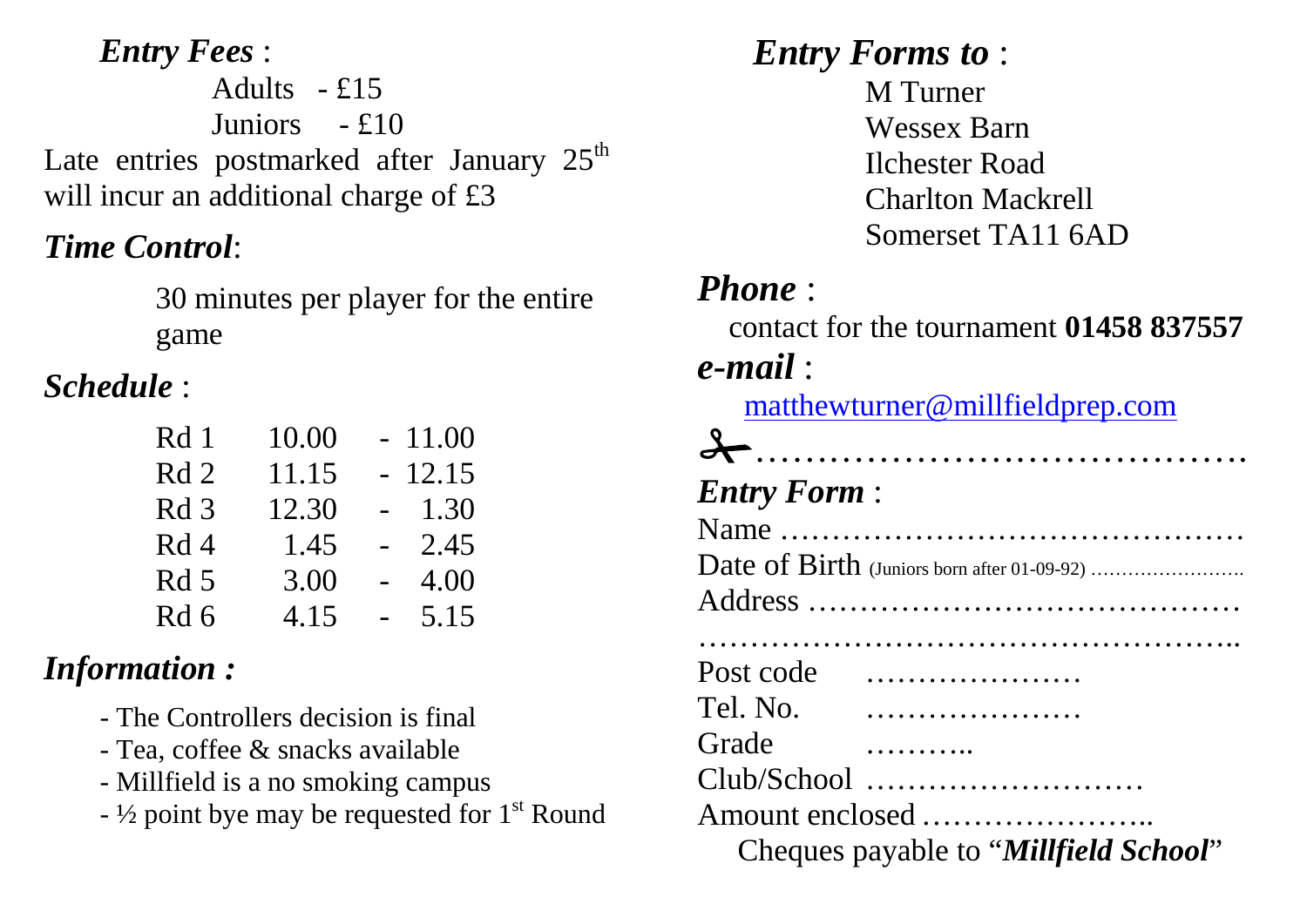***Entry Fees*** :

Adults - £15
Juniors - £10

Late entries postmarked after January 25th will incur an additional charge of £3

***Time Control***:

30 minutes per player for the entire game

***Schedule*** :

| | | |
|---|---|---|
| Rd 1 | 10.00 | - 11.00 |
| Rd 2 | 11.15 | - 12.15 |
| Rd 3 | 12.30 | - 1.30 |
| Rd 4 | 1.45 | - 2.45 |
| Rd 5 | 3.00 | - 4.00 |
| Rd 6 | 4.15 | - 5.15 |

***Information :***

- The Controllers decision is final
- Tea, coffee & snacks available
- Millfield is a no smoking campus
- ½ point bye may be requested for 1st Round

***Entry Forms to*** :

M Turner
Wessex Barn
Ilchester Road
Charlton Mackrell
Somerset TA11 6AD

***Phone*** :

contact for the tournament **01458 837557**

***e-mail*** :

matthewturner@millfieldprep.com

✂……………………………………

***Entry Form*** :

Name ………………………………………
Date of Birth (Juniors born after 01-09-92) ……………………
Address ……………………………………
……………………………………………..
Post code …………………
Tel. No. …………………
Grade ………..
Club/School ………………………
Amount enclosed …………………..

Cheques payable to "***Millfield School***"